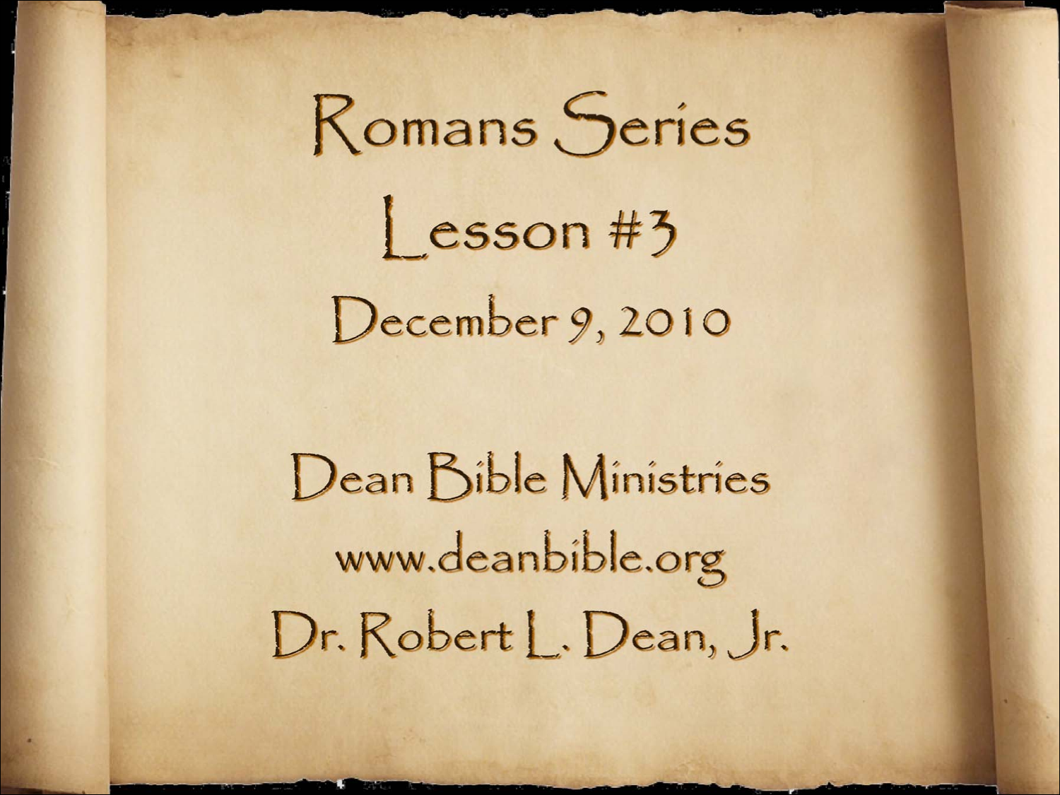# Romans Series

## Lesson #3

December 9, 2010

Dean Bible Ministries

www.deanbible.org

Dr. Robert L. Dean, Jr.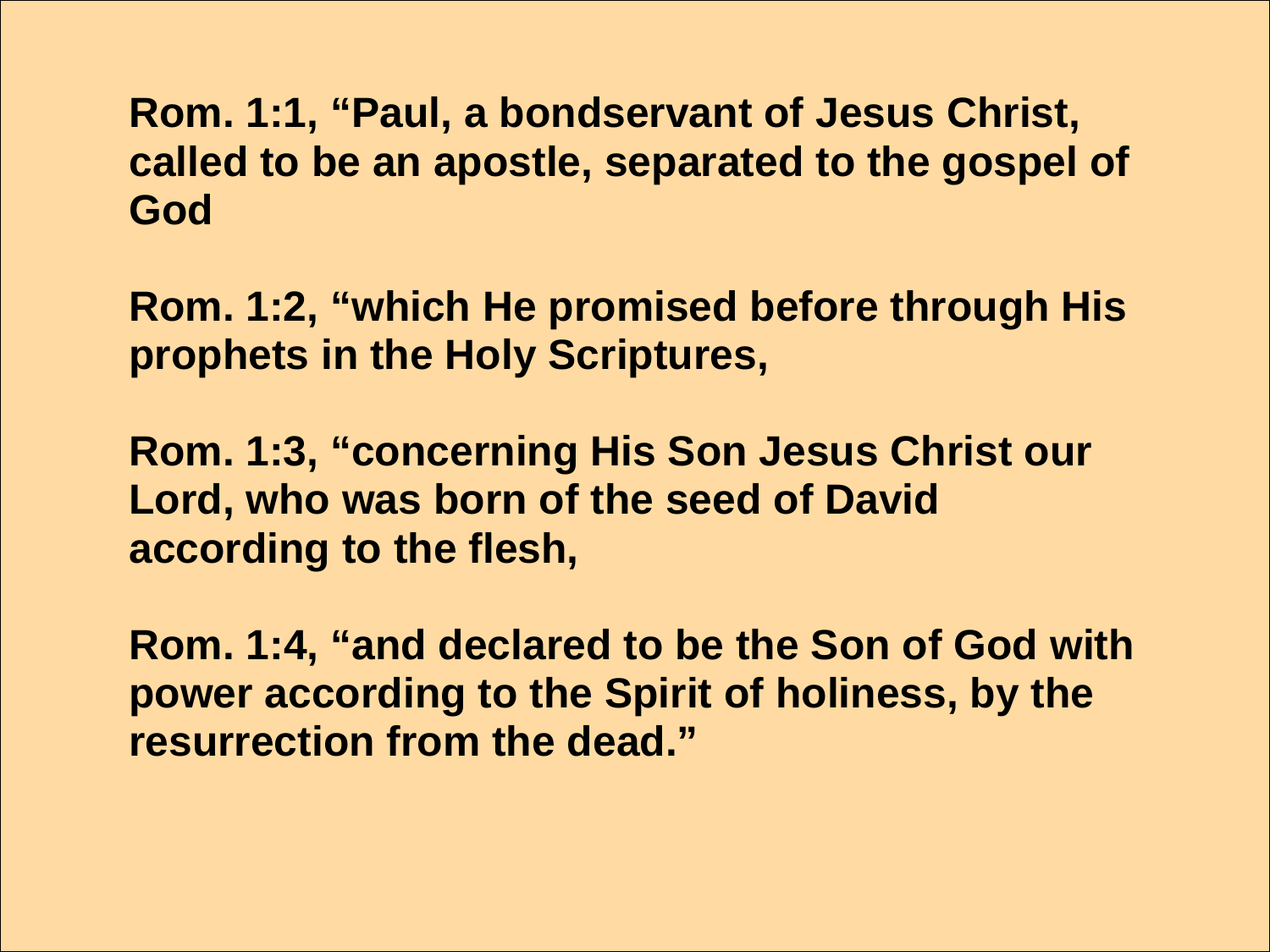**Rom. 1:1, "Paul, a bondservant of Jesus Christ, called to be an apostle, separated to the gospel of God**

**Rom. 1:2, "which He promised before through His prophets in the Holy Scriptures,**

**Rom. 1:3, "concerning His Son Jesus Christ our Lord, who was born of the seed of David according to the flesh,**

**Rom. 1:4, "and declared to be the Son of God with power according to the Spirit of holiness, by the resurrection from the dead."**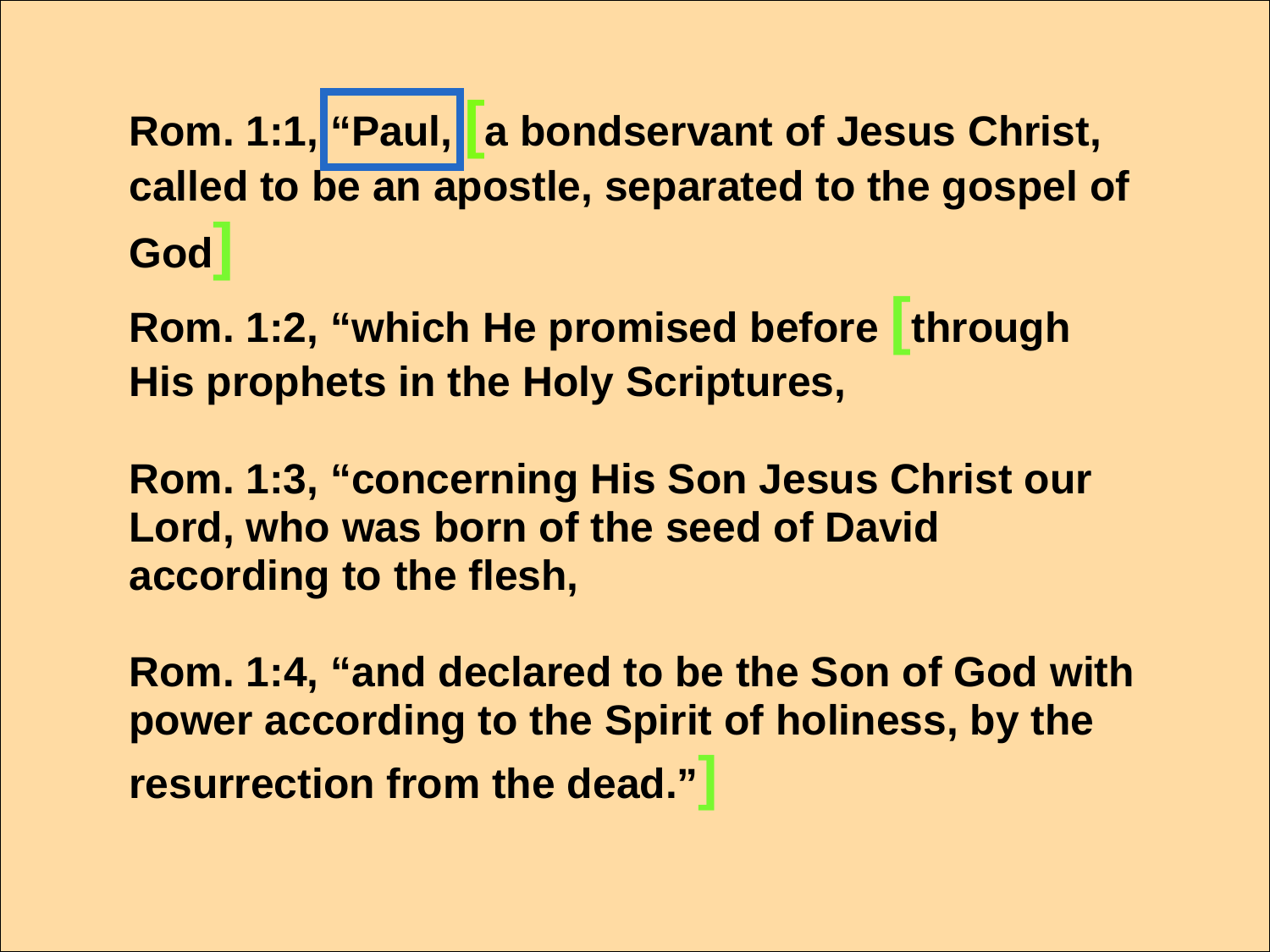**Rom. 1:1, "Paul, [a bondservant of Jesus Christ, called to be an apostle, separated to the gospel of God]**

**Rom. 1:2, "which He promised before [through His prophets in the Holy Scriptures,**

**Rom. 1:3, "concerning His Son Jesus Christ our Lord, who was born of the seed of David according to the flesh,**

**Rom. 1:4, "and declared to be the Son of God with power according to the Spirit of holiness, by the resurrection from the dead."]**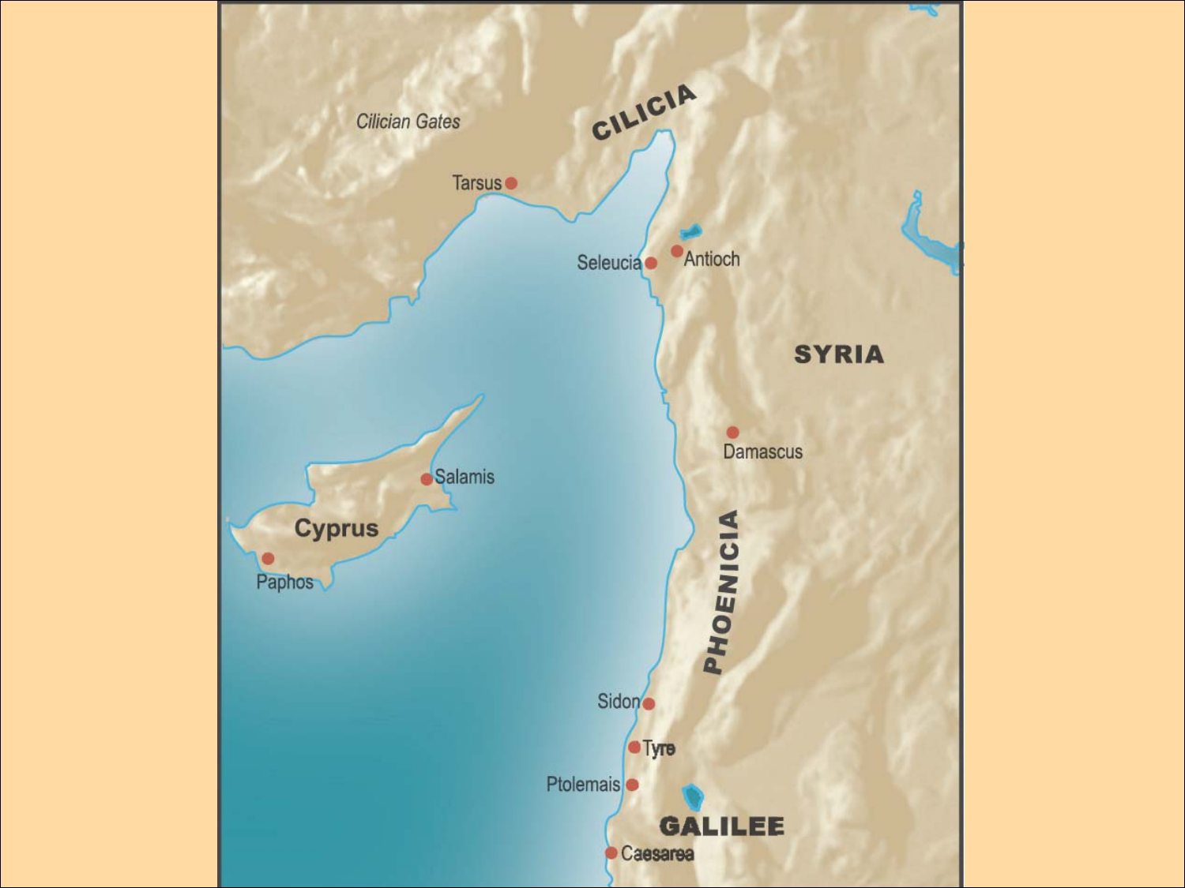Cilician Gates

CILICIA

Tarsus

Seleucia

Antioch

SYRIA

Damascus

Salamis

Cyprus

Paphos

PHOENICIA

Sidon

Tyre

Ptolemais

GALILEE

Caesarea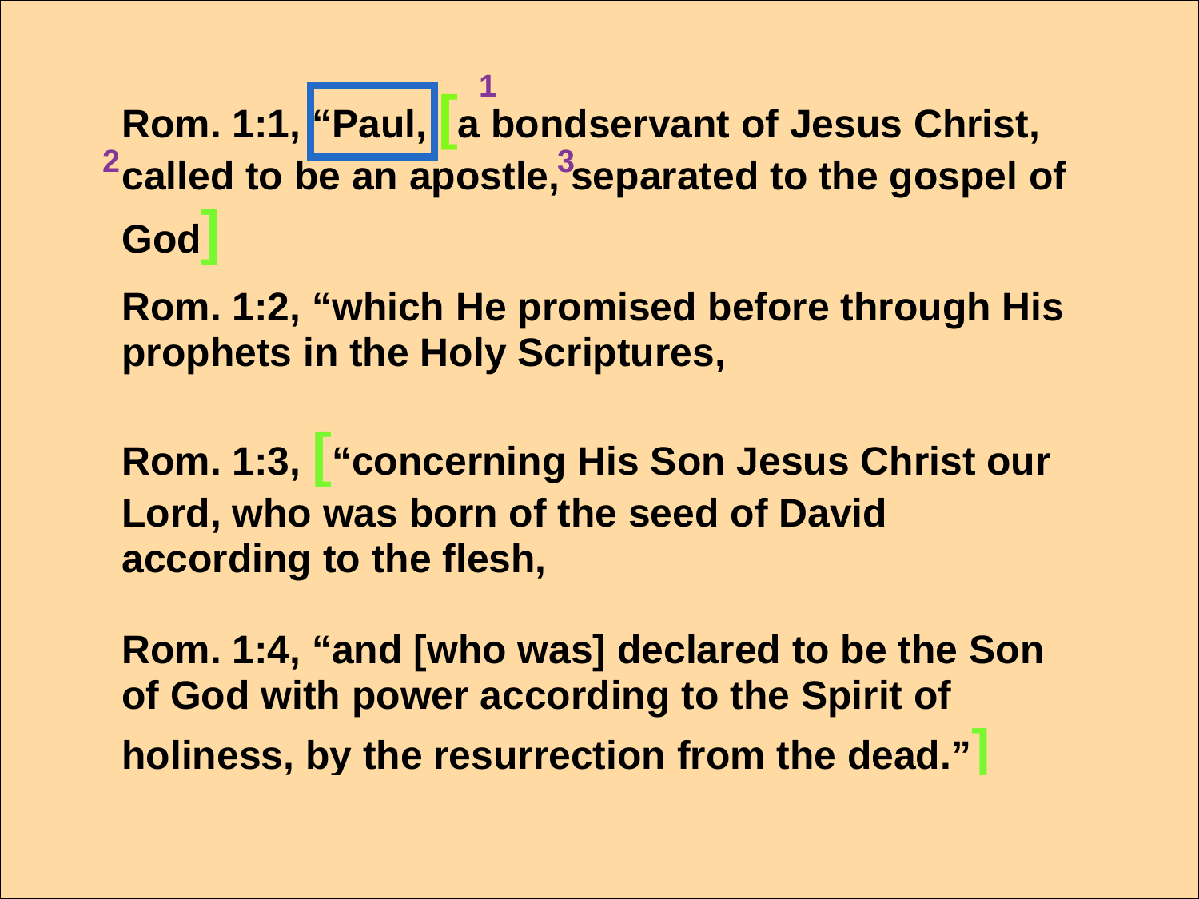**Rom. 1:1, "Paul, [ [1] a bondservant of Jesus Christ, [2] called to be an apostle, [3] separated to the gospel of God ]**

**Rom. 1:2, "which He promised before through His prophets in the Holy Scriptures,**

**Rom. 1:3, [ "concerning His Son Jesus Christ our Lord, who was born of the seed of David according to the flesh,**

**Rom. 1:4, "and [who was] declared to be the Son of God with power according to the Spirit of holiness, by the resurrection from the dead." ]**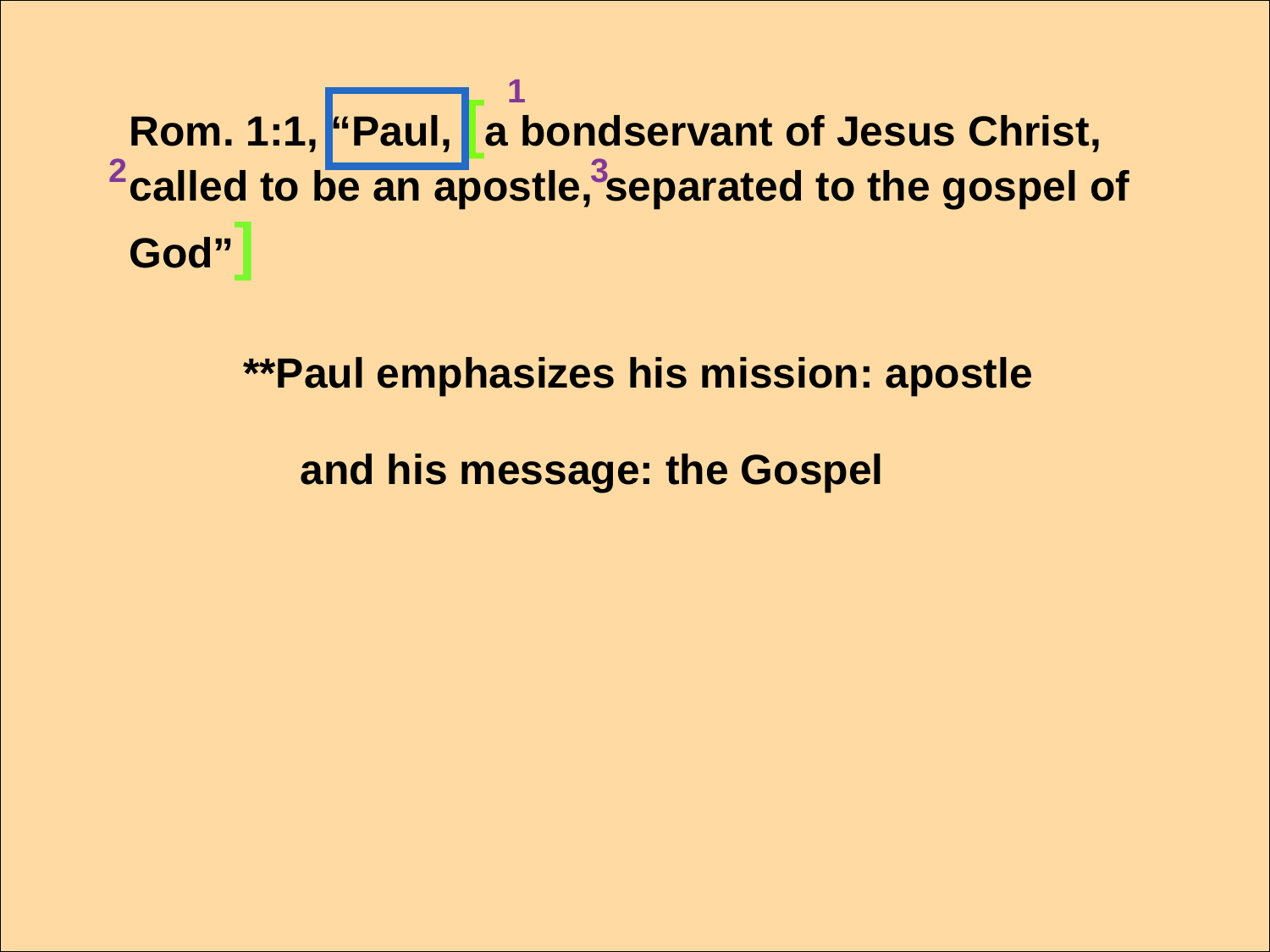**Rom. 1:1, "Paul, [ [1] a bondservant of Jesus Christ, [2] called to be an apostle, [3] separated to the gospel of God" ]**

**\*\*Paul emphasizes his mission: apostle**

**and his message: the Gospel**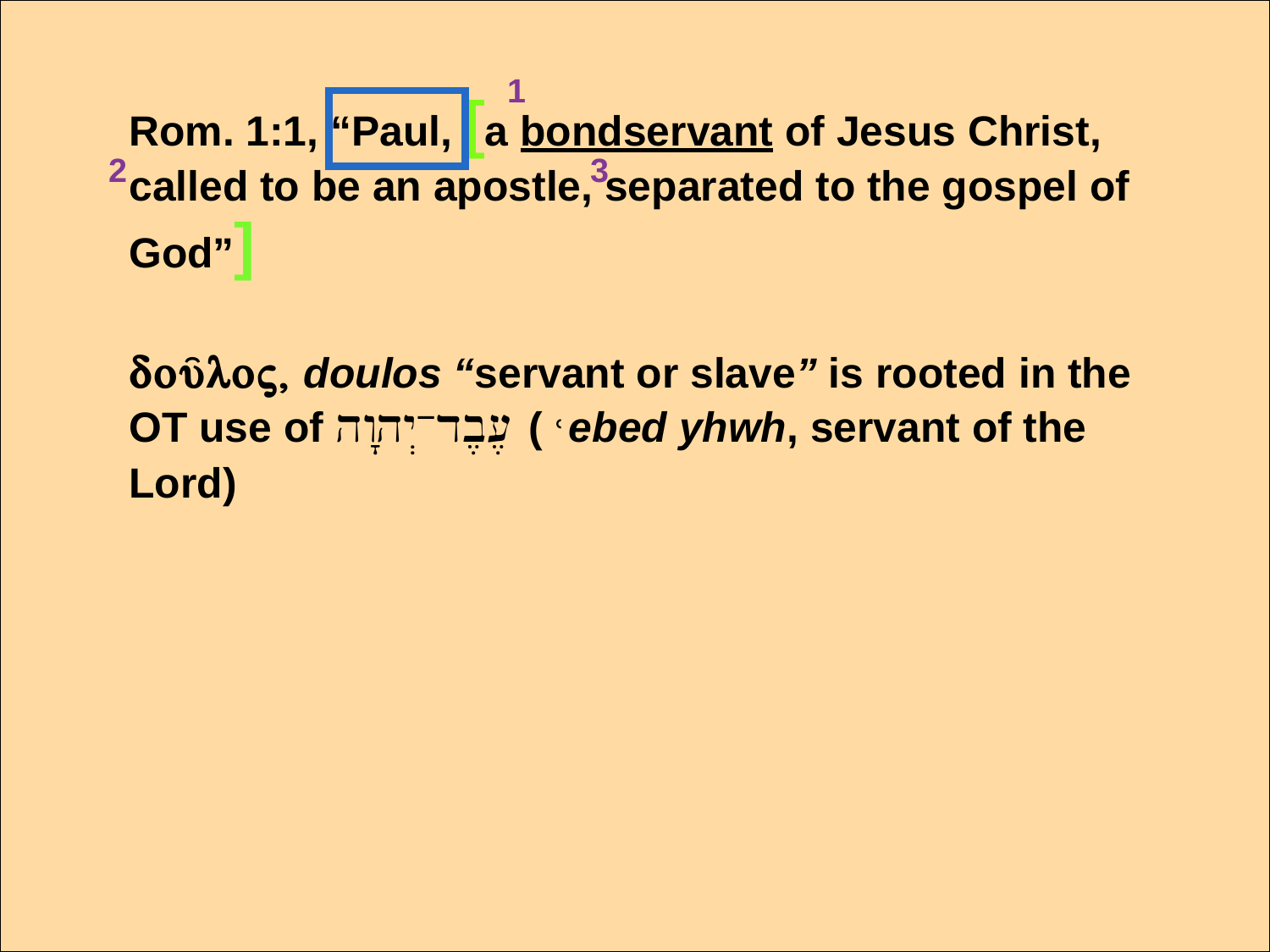**Rom. 1:1, "Paul, [[1] a <u>bondservant</u> of Jesus Christ, [2] called to be an apostle, [3] separated to the gospel of God"]**

**δοῦλος, *doulos* "servant or slave" is rooted in the OT use of עֶבֶד־יְהוָה (ʿ*ebed yhwh*, servant of the Lord)**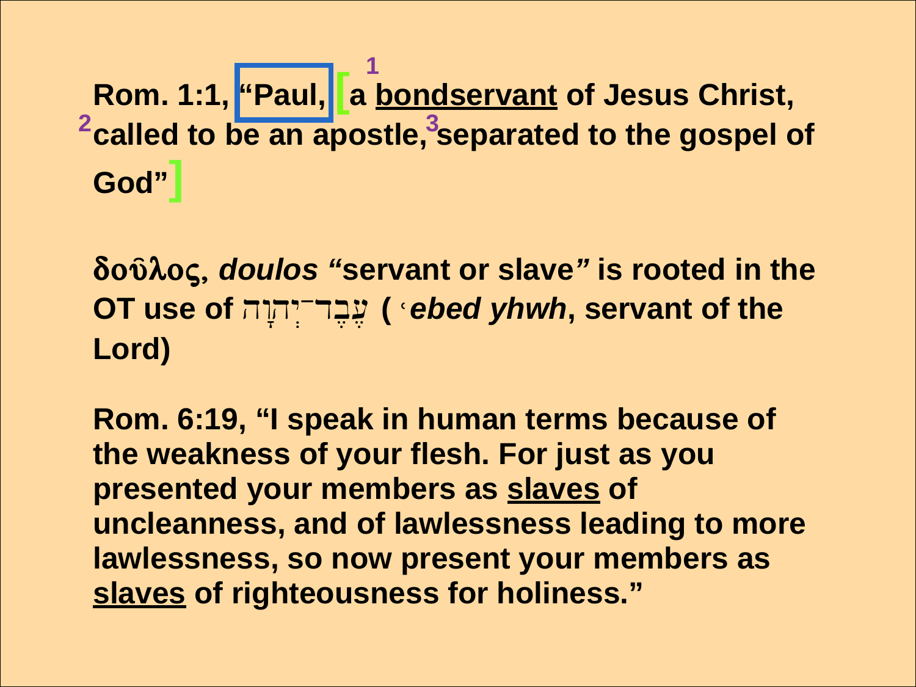**Rom. 1:1, "Paul, [[1] a <u>bondservant</u> of Jesus Christ, [2] called to be an apostle, [3] separated to the gospel of God"]**

**δοῦλος, *doulos* "servant or slave" is rooted in the OT use of עֶבֶד־יְהוָה (ʿ*ebed yhwh*, servant of the Lord)**

**Rom. 6:19, "I speak in human terms because of the weakness of your flesh. For just as you presented your members as <u>slaves</u> of uncleanness, and of lawlessness leading to more lawlessness, so now present your members as <u>slaves</u> of righteousness for holiness."**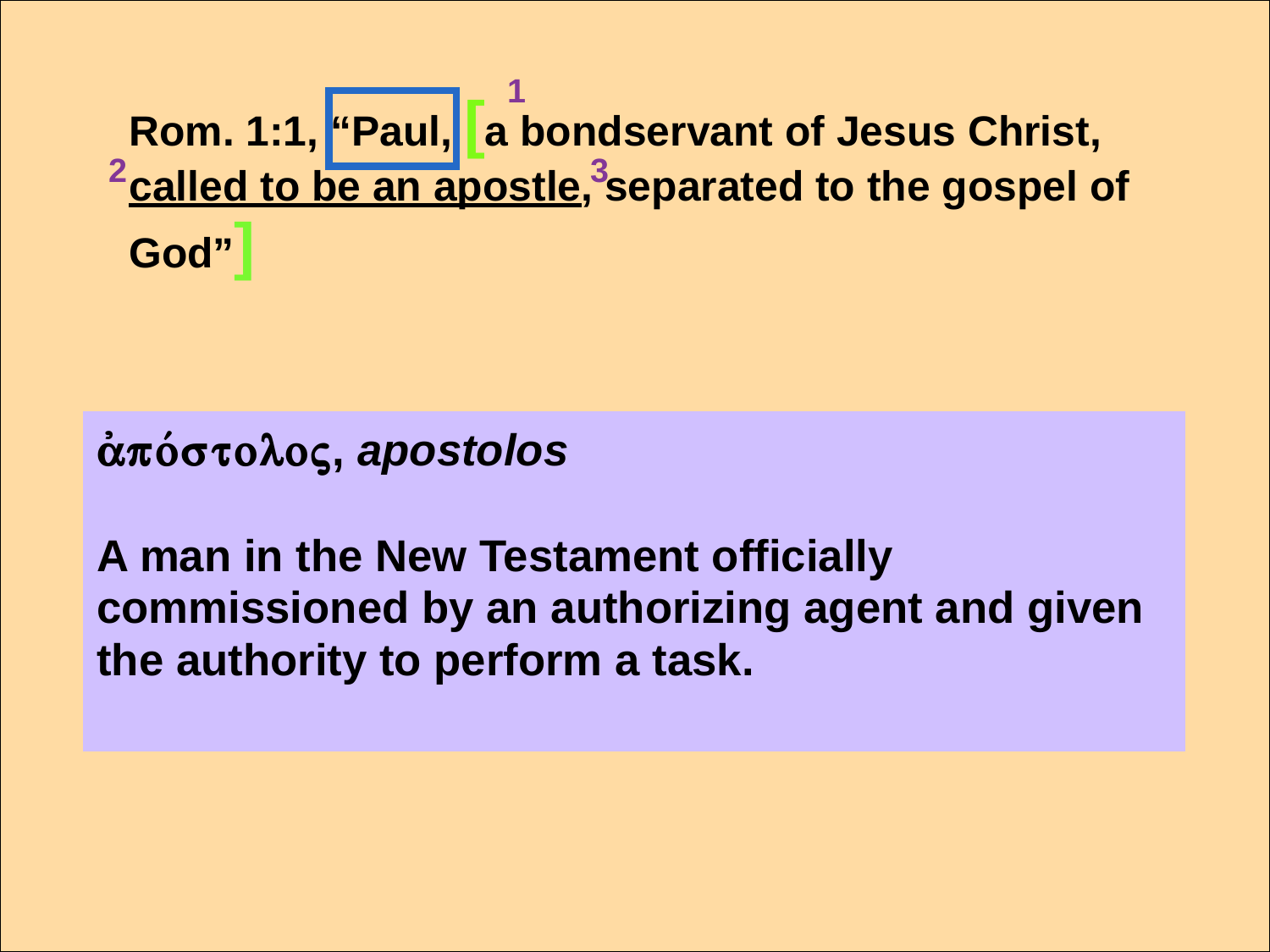**Rom. 1:1, “Paul, [[1] a bondservant of Jesus Christ, [2] <u>called to be an apostle</u>, [3] separated to the gospel of God”]**

**ἀπόστολος, *apostolos***

**A man in the New Testament officially commissioned by an authorizing agent and given the authority to perform a task.**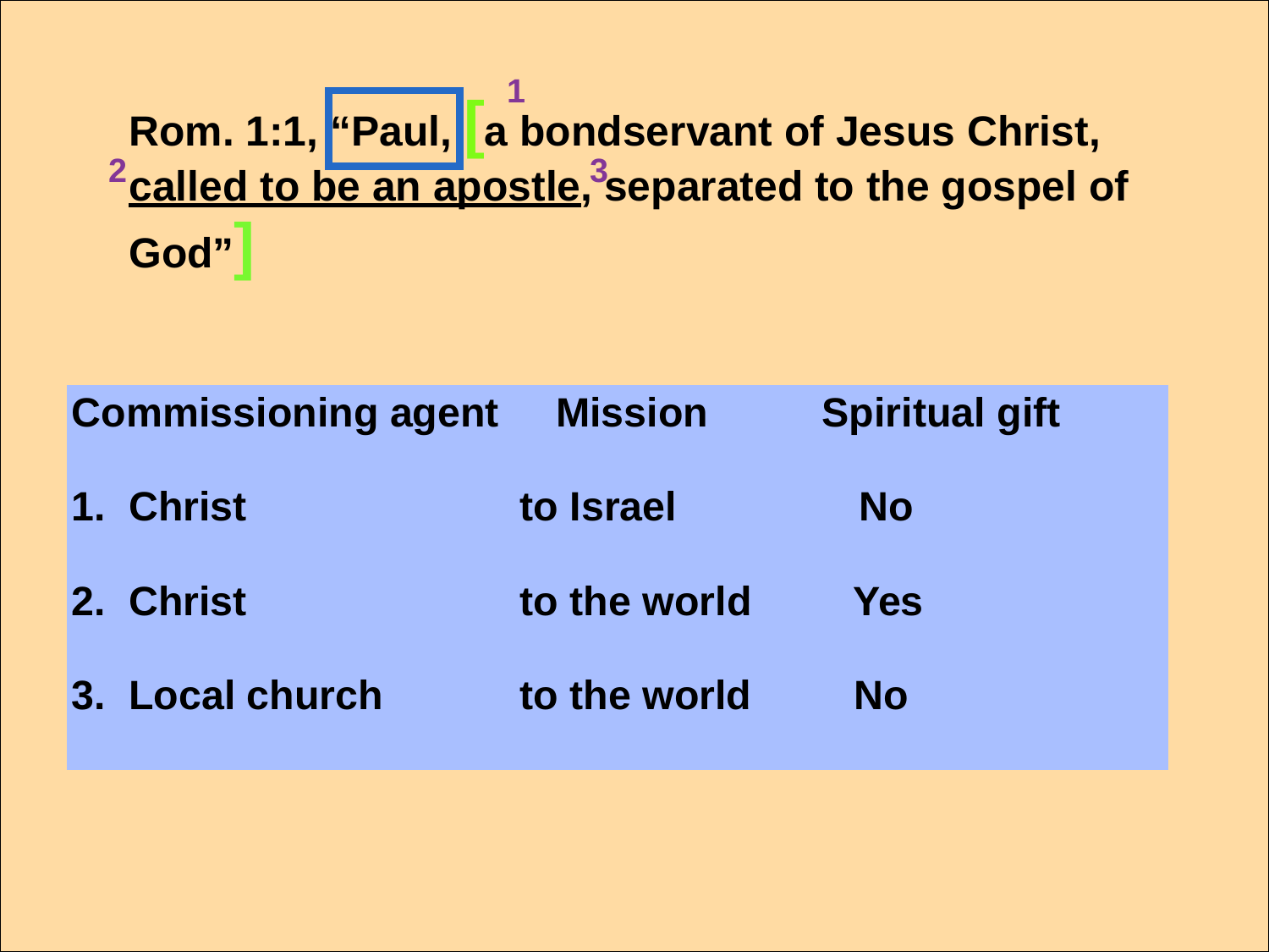**Rom. 1:1, "Paul, [[1] a bondservant of Jesus Christ, [2] <u>called to be an apostle</u>, [3] separated to the gospel of God"]**

| Commissioning agent | Mission | Spiritual gift |
|---|---|---|
| 1. Christ | to Israel | No |
| 2. Christ | to the world | Yes |
| 3. Local church | to the world | No |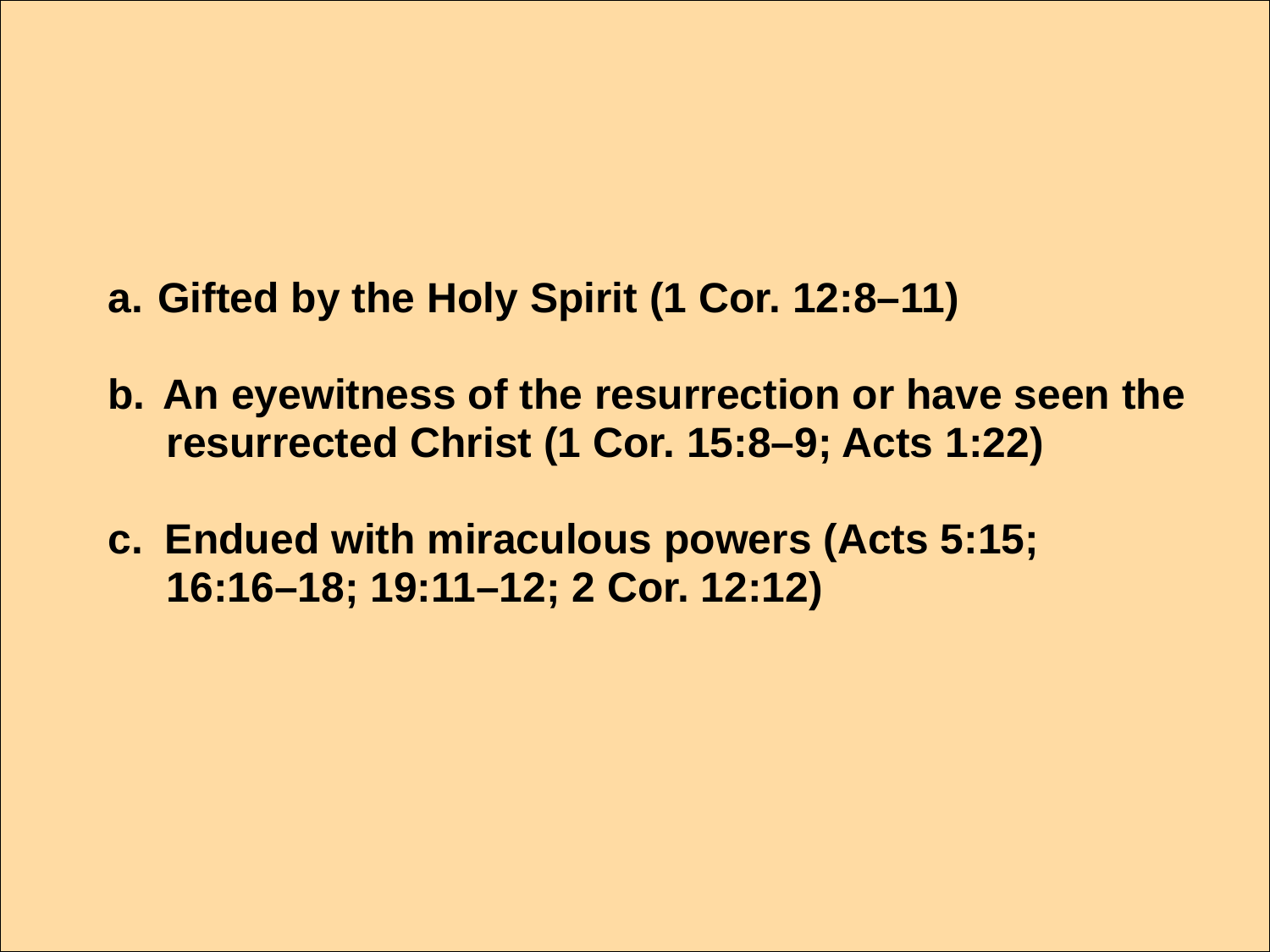a. **Gifted by the Holy Spirit (1 Cor. 12:8–11)**

b. **An eyewitness of the resurrection or have seen the resurrected Christ (1 Cor. 15:8–9; Acts 1:22)**

c. **Endued with miraculous powers (Acts 5:15; 16:16–18; 19:11–12; 2 Cor. 12:12)**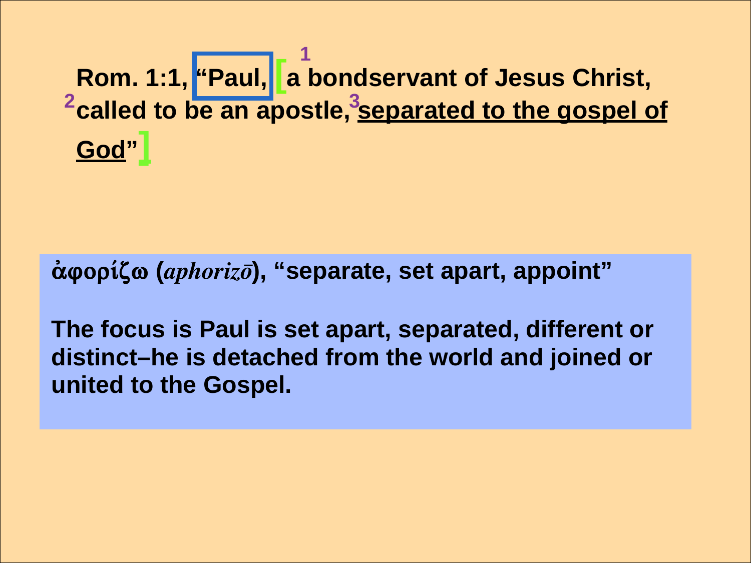**Rom. 1:1, "Paul, [ [1] a bondservant of Jesus Christ, [2] called to be an apostle, [3] <u>separated to the gospel of God</u>" ]**

**ἀφορίζω (*aphorizō*), "separate, set apart, appoint"**

**The focus is Paul is set apart, separated, different or distinct–he is detached from the world and joined or united to the Gospel.**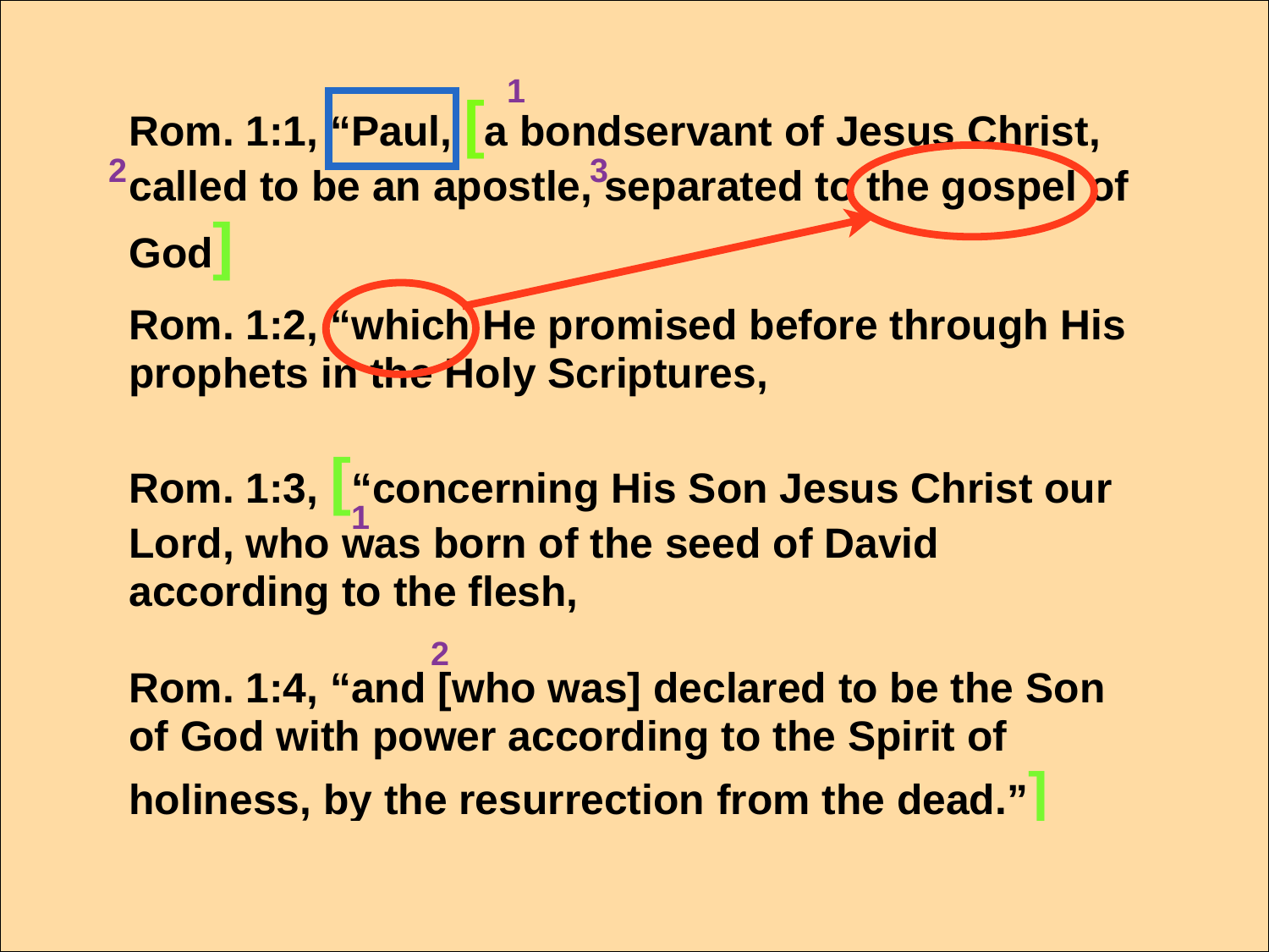**Rom. 1:1, "Paul, [ [1] a bondservant of Jesus Christ, [2] called to be an apostle, [3] separated to the gospel of God ]**

**Rom. 1:2, "which He promised before through His prophets in the Holy Scriptures,**

**Rom. 1:3, [ "concerning His Son Jesus Christ our Lord, [1] who was born of the seed of David according to the flesh,**

**Rom. 1:4, "and [2] [who was] declared to be the Son of God with power according to the Spirit of holiness, by the resurrection from the dead." ]**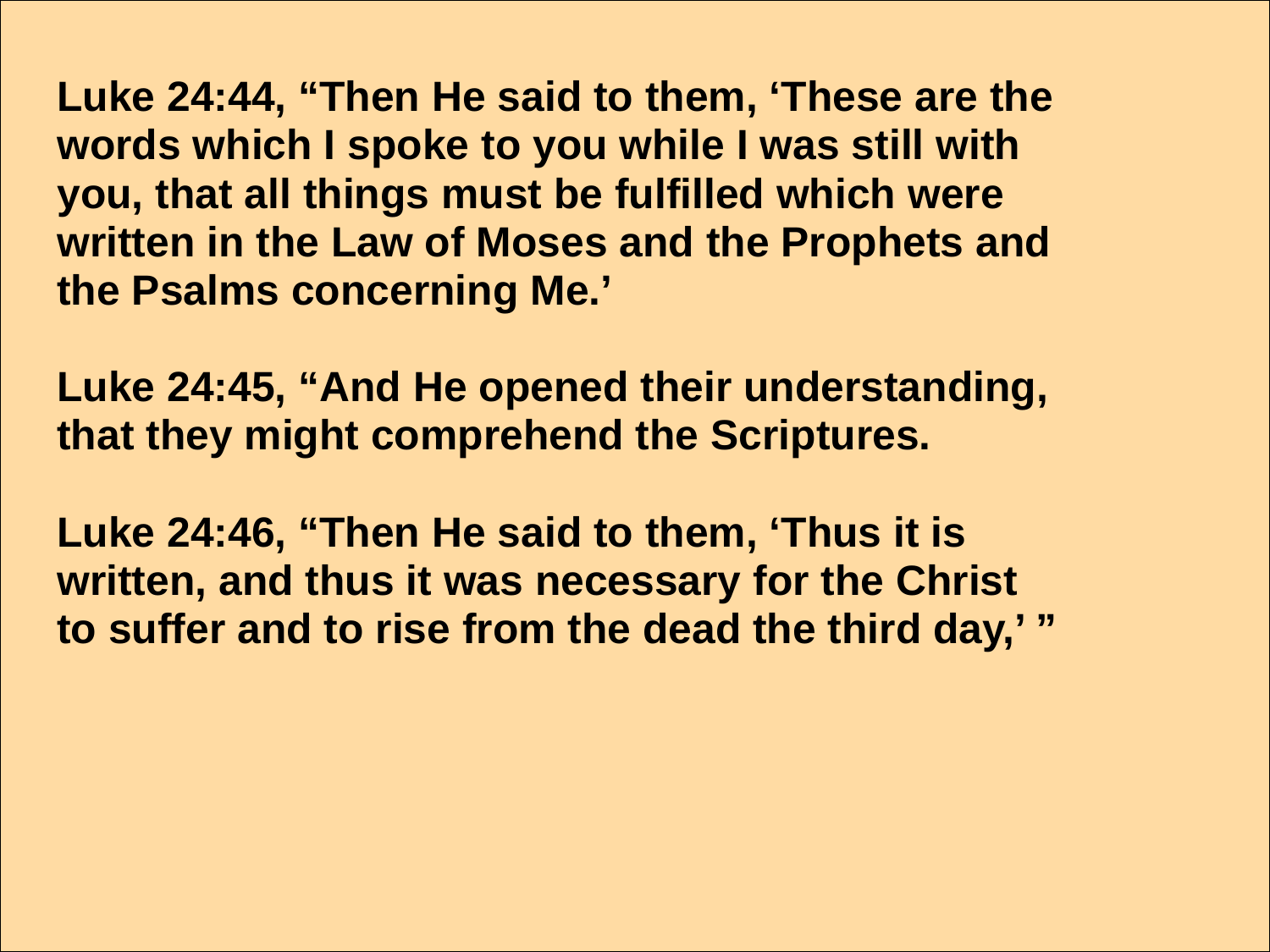**Luke 24:44, “Then He said to them, ‘These are the words which I spoke to you while I was still with you, that all things must be fulfilled which were written in the Law of Moses and the Prophets and the Psalms concerning Me.’**

**Luke 24:45, “And He opened their understanding, that they might comprehend the Scriptures.**

**Luke 24:46, “Then He said to them, ‘Thus it is written, and thus it was necessary for the Christ to suffer and to rise from the dead the third day,’ ”**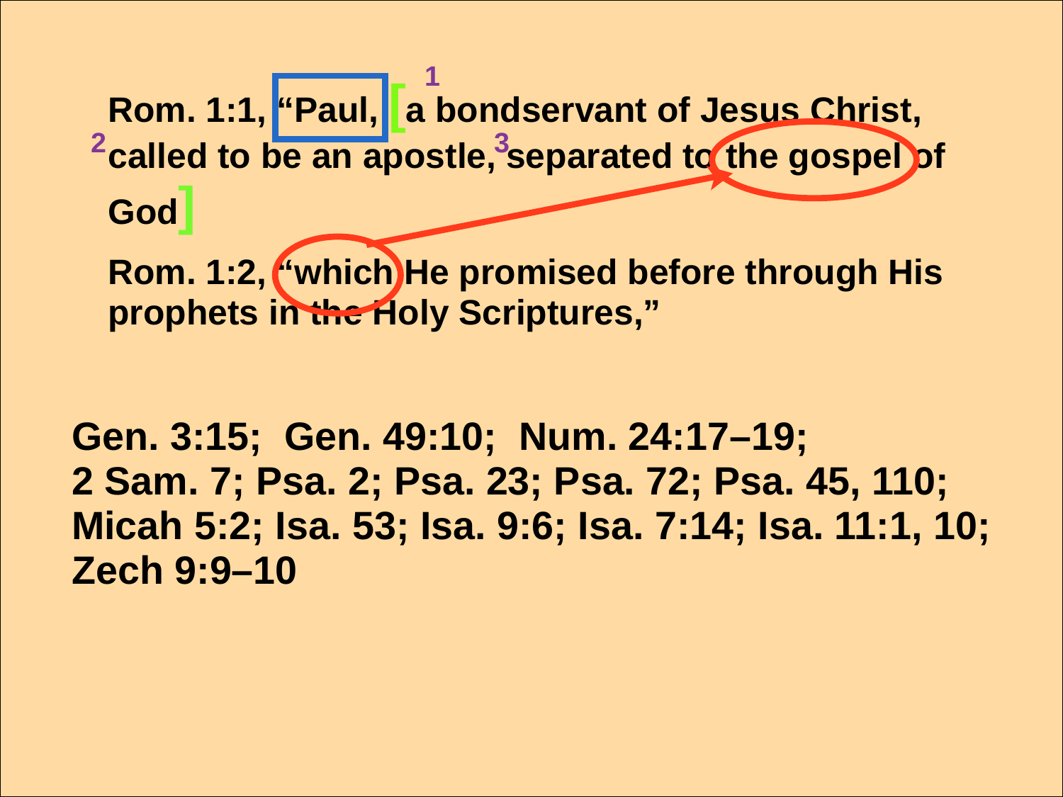Rom. 1:1, "Paul, [[1] a bondservant of Jesus Christ, [2] called to be an apostle, [3] separated to the gospel of God]

Rom. 1:2, "which He promised before through His prophets in the Holy Scriptures,"

**Gen. 3:15; Gen. 49:10; Num. 24:17–19;**
**2 Sam. 7; Psa. 2; Psa. 23; Psa. 72; Psa. 45, 110;**
**Micah 5:2; Isa. 53; Isa. 9:6; Isa. 7:14; Isa. 11:1, 10;**
**Zech 9:9–10**